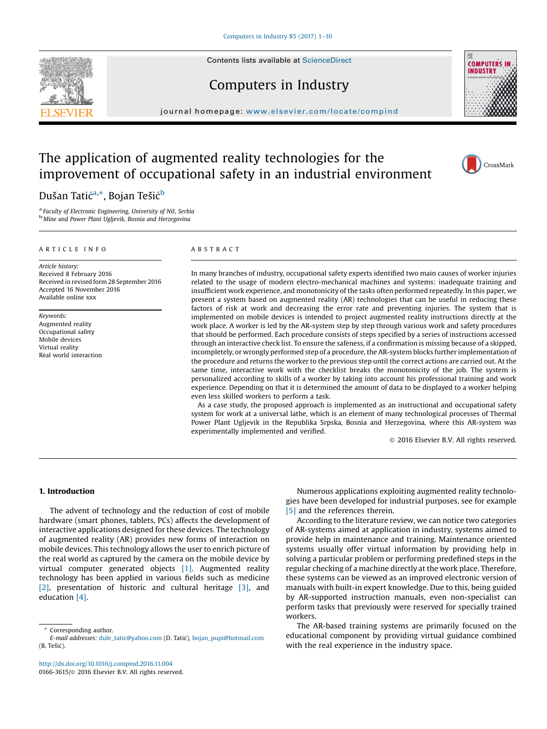# The application of augmented reality technologies for the improvement of occupational safety in an industrial environment

Dušan Tatić[a,*], Bojan Tešić[b]

[a] Faculty of Electronic Engineering, University of Niš, Serbia
[b] Mine and Power Plant Ugljevik, Bosnia and Herzegovina

ARTICLE INFO

*Article history:*
Received 8 February 2016
Received in revised form 28 September 2016
Accepted 16 November 2016
Available online xxx

*Keywords:*
Augmented reality
Occupational safety
Mobile devices
Virtual reality
Real world interaction

ABSTRACT

In many branches of industry, occupational safety experts identified two main causes of worker injuries related to the usage of modern electro-mechanical machines and systems: inadequate training and insufficient work experience, and monotonicity of the tasks often performed repeatedly. In this paper, we present a system based on augmented reality (AR) technologies that can be useful in reducing these factors of risk at work and decreasing the error rate and preventing injuries. The system that is implemented on mobile devices is intended to project augmented reality instructions directly at the work place. A worker is led by the AR-system step by step through various work and safety procedures that should be performed. Each procedure consists of steps specified by a series of instructions accessed through an interactive check list. To ensure the safeness, if a confirmation is missing because of a skipped, incompletely, or wrongly performed step of a procedure, the AR-system blocks further implementation of the procedure and returns the worker to the previous step until the correct actions are carried out. At the same time, interactive work with the checklist breaks the monotonicity of the job. The system is personalized according to skills of a worker by taking into account his professional training and work experience. Depending on that it is determined the amount of data to be displayed to a worker helping even less skilled workers to perform a task.

As a case study, the proposed approach is implemented as an instructional and occupational safety system for work at a universal lathe, which is an element of many technological processes of Thermal Power Plant Ugljevik in the Republika Srpska, Bosnia and Herzegovina, where this AR-system was experimentally implemented and verified.

© 2016 Elsevier B.V. All rights reserved.

## 1. Introduction

The advent of technology and the reduction of cost of mobile hardware (smart phones, tablets, PCs) affects the development of interactive applications designed for these devices. The technology of augmented reality (AR) provides new forms of interaction on mobile devices. This technology allows the user to enrich picture of the real world as captured by the camera on the mobile device by virtual computer generated objects [1]. Augmented reality technology has been applied in various fields such as medicine [2], presentation of historic and cultural heritage [3], and education [4].

Numerous applications exploiting augmented reality technologies have been developed for industrial purposes, see for example [5] and the references therein.

According to the literature review, we can notice two categories of AR-systems aimed at application in industry, systems aimed to provide help in maintenance and training. Maintenance oriented systems usually offer virtual information by providing help in solving a particular problem or performing predefined steps in the regular checking of a machine directly at the work place. Therefore, these systems can be viewed as an improved electronic version of manuals with built-in expert knowledge. Due to this, being guided by AR-supported instruction manuals, even non-specialist can perform tasks that previously were reserved for specially trained workers.

The AR-based training systems are primarily focused on the educational component by providing virtual guidance combined with the real experience in the industry space.

* Corresponding author.
*E-mail addresses:* dule_tatic@yahoo.com (D. Tatić), bojan_pupi@hotmail.com (B. Tešić).

http://dx.doi.org/10.1016/j.compind.2016.11.004
0166-3615/© 2016 Elsevier B.V. All rights reserved.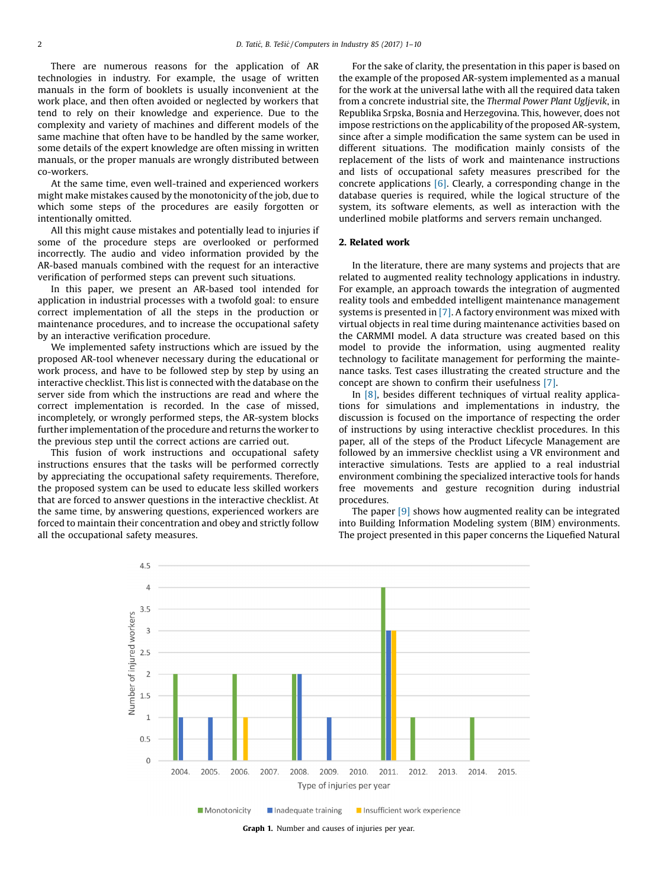There are numerous reasons for the application of AR technologies in industry. For example, the usage of written manuals in the form of booklets is usually inconvenient at the work place, and then often avoided or neglected by workers that tend to rely on their knowledge and experience. Due to the complexity and variety of machines and different models of the same machine that often have to be handled by the same worker, some details of the expert knowledge are often missing in written manuals, or the proper manuals are wrongly distributed between co-workers.

At the same time, even well-trained and experienced workers might make mistakes caused by the monotonicity of the job, due to which some steps of the procedures are easily forgotten or intentionally omitted.

All this might cause mistakes and potentially lead to injuries if some of the procedure steps are overlooked or performed incorrectly. The audio and video information provided by the AR-based manuals combined with the request for an interactive verification of performed steps can prevent such situations.

In this paper, we present an AR-based tool intended for application in industrial processes with a twofold goal: to ensure correct implementation of all the steps in the production or maintenance procedures, and to increase the occupational safety by an interactive verification procedure.

We implemented safety instructions which are issued by the proposed AR-tool whenever necessary during the educational or work process, and have to be followed step by step by using an interactive checklist. This list is connected with the database on the server side from which the instructions are read and where the correct implementation is recorded. In the case of missed, incompletely, or wrongly performed steps, the AR-system blocks further implementation of the procedure and returns the worker to the previous step until the correct actions are carried out.

This fusion of work instructions and occupational safety instructions ensures that the tasks will be performed correctly by appreciating the occupational safety requirements. Therefore, the proposed system can be used to educate less skilled workers that are forced to answer questions in the interactive checklist. At the same time, by answering questions, experienced workers are forced to maintain their concentration and obey and strictly follow all the occupational safety measures.

For the sake of clarity, the presentation in this paper is based on the example of the proposed AR-system implemented as a manual for the work at the universal lathe with all the required data taken from a concrete industrial site, the *Thermal Power Plant Ugljevik*, in Republika Srpska, Bosnia and Herzegovina. This, however, does not impose restrictions on the applicability of the proposed AR-system, since after a simple modification the same system can be used in different situations. The modification mainly consists of the replacement of the lists of work and maintenance instructions and lists of occupational safety measures prescribed for the concrete applications [6]. Clearly, a corresponding change in the database queries is required, while the logical structure of the system, its software elements, as well as interaction with the underlined mobile platforms and servers remain unchanged.

## 2. Related work

In the literature, there are many systems and projects that are related to augmented reality technology applications in industry. For example, an approach towards the integration of augmented reality tools and embedded intelligent maintenance management systems is presented in [7]. A factory environment was mixed with virtual objects in real time during maintenance activities based on the CARMMI model. A data structure was created based on this model to provide the information, using augmented reality technology to facilitate management for performing the maintenance tasks. Test cases illustrating the created structure and the concept are shown to confirm their usefulness [7].

In [8], besides different techniques of virtual reality applications for simulations and implementations in industry, the discussion is focused on the importance of respecting the order of instructions by using interactive checklist procedures. In this paper, all of the steps of the Product Lifecycle Management are followed by an immersive checklist using a VR environment and interactive simulations. Tests are applied to a real industrial environment combining the specialized interactive tools for hands free movements and gesture recognition during industrial procedures.

The paper [9] shows how augmented reality can be integrated into Building Information Modeling system (BIM) environments. The project presented in this paper concerns the Liquefied Natural

| Year | Monotonicity | Inadequate training | Insufficient work experience |
|---|---|---|---|
| 2004. | 2 | 1 | |
| 2005. | | 1 | |
| 2006. | 2 | | 1 |
| 2007. | | | |
| 2008. | 2 | 2 | |
| 2009. | | 1 | |
| 2010. | | | |
| 2011. | 4 | 3 | 3 |
| 2012. | 1 | | |
| 2013. | | | |
| 2014. | 1 | | |
| 2015. | | | |

**Graph 1.** Number and causes of injuries per year.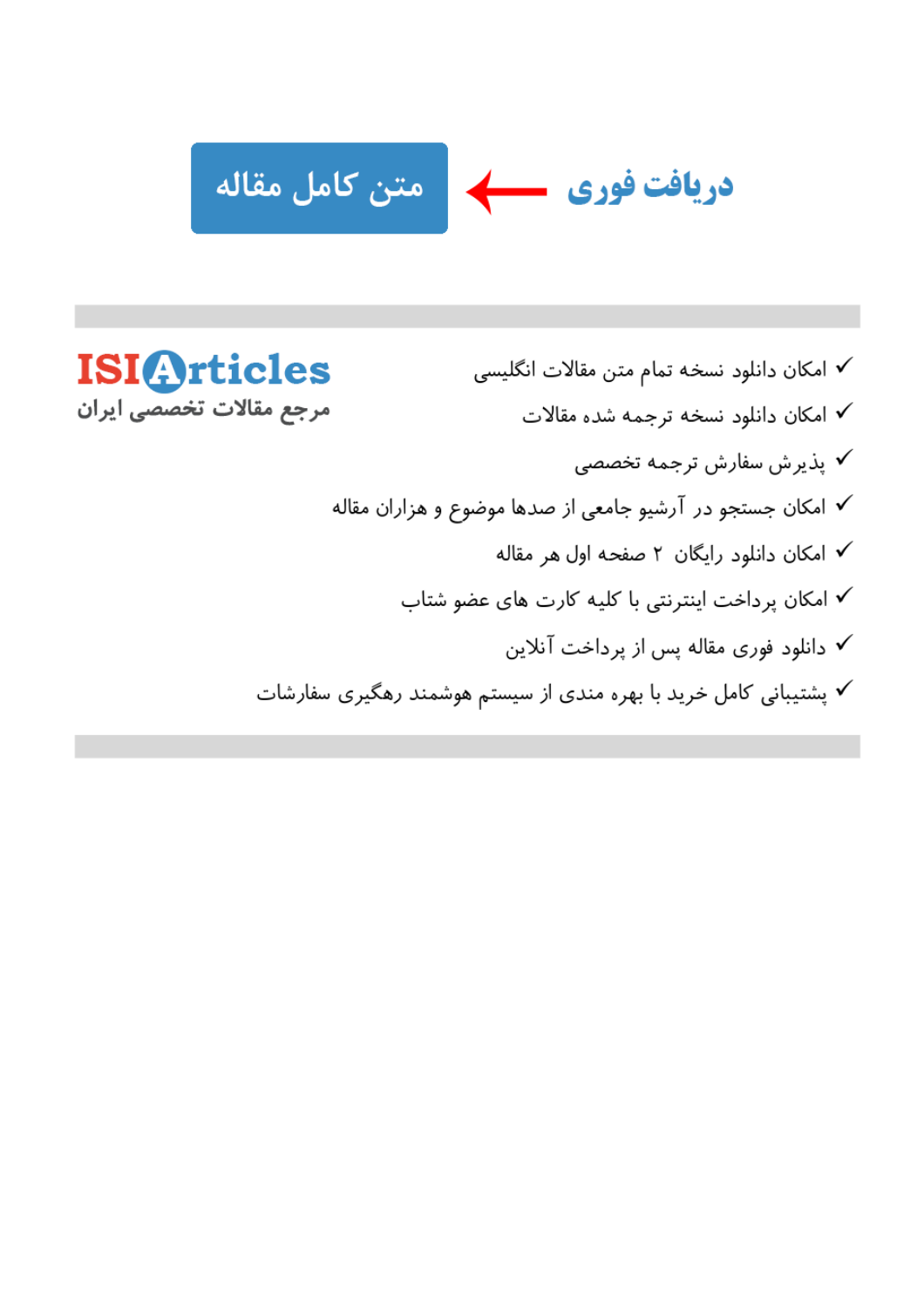دریافت فوری ← **متن کامل مقاله**

**ISIArticles**
مرجع مقالات تخصصی ایران

- ✓ امکان دانلود نسخه تمام متن مقالات انگلیسی
- ✓ امکان دانلود نسخه ترجمه شده مقالات
- ✓ پذیرش سفارش ترجمه تخصصی
- ✓ امکان جستجو در آرشیو جامعی از صدها موضوع و هزاران مقاله
- ✓ امکان دانلود رایگان ۲ صفحه اول هر مقاله
- ✓ امکان پرداخت اینترنتی با کلیه کارت های عضو شتاب
- ✓ دانلود فوری مقاله پس از پرداخت آنلاین
- ✓ پشتیبانی کامل خرید با بهره مندی از سیستم هوشمند رهگیری سفارشات